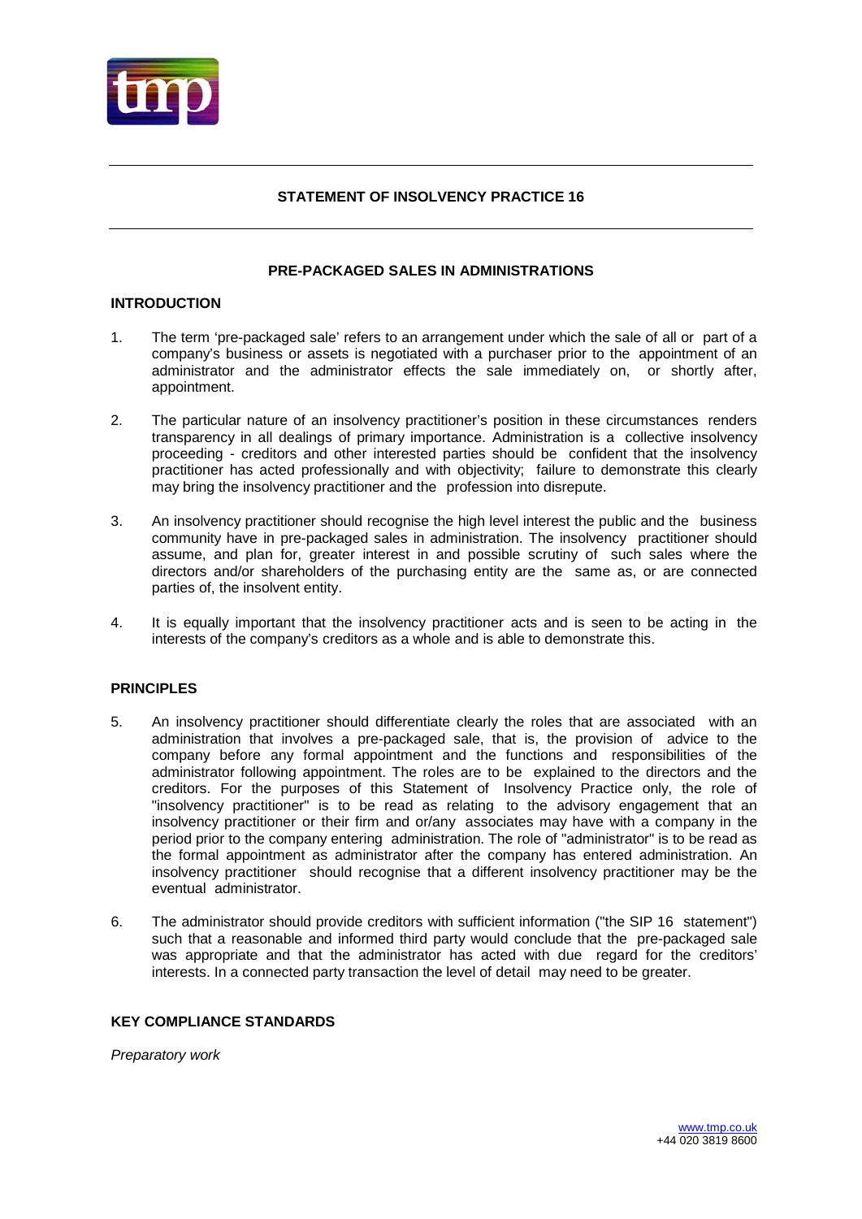## STATEMENT OF INSOLVENCY PRACTICE 16

### PRE-PACKAGED SALES IN ADMINISTRATIONS

**INTRODUCTION**

1. The term 'pre-packaged sale' refers to an arrangement under which the sale of all or part of a company's business or assets is negotiated with a purchaser prior to the appointment of an administrator and the administrator effects the sale immediately on, or shortly after, appointment.

2. The particular nature of an insolvency practitioner's position in these circumstances renders transparency in all dealings of primary importance. Administration is a collective insolvency proceeding - creditors and other interested parties should be confident that the insolvency practitioner has acted professionally and with objectivity; failure to demonstrate this clearly may bring the insolvency practitioner and the profession into disrepute.

3. An insolvency practitioner should recognise the high level interest the public and the business community have in pre-packaged sales in administration. The insolvency practitioner should assume, and plan for, greater interest in and possible scrutiny of such sales where the directors and/or shareholders of the purchasing entity are the same as, or are connected parties of, the insolvent entity.

4. It is equally important that the insolvency practitioner acts and is seen to be acting in the interests of the company's creditors as a whole and is able to demonstrate this.

**PRINCIPLES**

5. An insolvency practitioner should differentiate clearly the roles that are associated with an administration that involves a pre-packaged sale, that is, the provision of advice to the company before any formal appointment and the functions and responsibilities of the administrator following appointment. The roles are to be explained to the directors and the creditors. For the purposes of this Statement of Insolvency Practice only, the role of "insolvency practitioner" is to be read as relating to the advisory engagement that an insolvency practitioner or their firm and or/any associates may have with a company in the period prior to the company entering administration. The role of "administrator" is to be read as the formal appointment as administrator after the company has entered administration. An insolvency practitioner should recognise that a different insolvency practitioner may be the eventual administrator.

6. The administrator should provide creditors with sufficient information ("the SIP 16 statement") such that a reasonable and informed third party would conclude that the pre-packaged sale was appropriate and that the administrator has acted with due regard for the creditors' interests. In a connected party transaction the level of detail may need to be greater.

**KEY COMPLIANCE STANDARDS**

*Preparatory work*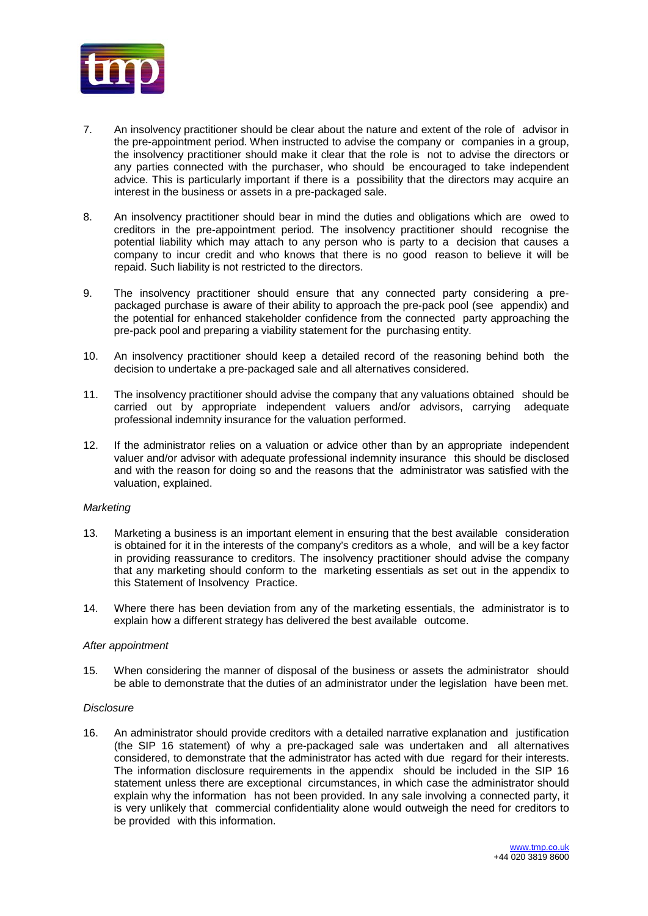7. An insolvency practitioner should be clear about the nature and extent of the role of advisor in the pre-appointment period. When instructed to advise the company or companies in a group, the insolvency practitioner should make it clear that the role is not to advise the directors or any parties connected with the purchaser, who should be encouraged to take independent advice. This is particularly important if there is a possibility that the directors may acquire an interest in the business or assets in a pre-packaged sale.

8. An insolvency practitioner should bear in mind the duties and obligations which are owed to creditors in the pre-appointment period. The insolvency practitioner should recognise the potential liability which may attach to any person who is party to a decision that causes a company to incur credit and who knows that there is no good reason to believe it will be repaid. Such liability is not restricted to the directors.

9. The insolvency practitioner should ensure that any connected party considering a pre-packaged purchase is aware of their ability to approach the pre-pack pool (see appendix) and the potential for enhanced stakeholder confidence from the connected party approaching the pre-pack pool and preparing a viability statement for the purchasing entity.

10. An insolvency practitioner should keep a detailed record of the reasoning behind both the decision to undertake a pre-packaged sale and all alternatives considered.

11. The insolvency practitioner should advise the company that any valuations obtained should be carried out by appropriate independent valuers and/or advisors, carrying adequate professional indemnity insurance for the valuation performed.

12. If the administrator relies on a valuation or advice other than by an appropriate independent valuer and/or advisor with adequate professional indemnity insurance this should be disclosed and with the reason for doing so and the reasons that the administrator was satisfied with the valuation, explained.

*Marketing*

13. Marketing a business is an important element in ensuring that the best available consideration is obtained for it in the interests of the company's creditors as a whole, and will be a key factor in providing reassurance to creditors. The insolvency practitioner should advise the company that any marketing should conform to the marketing essentials as set out in the appendix to this Statement of Insolvency Practice.

14. Where there has been deviation from any of the marketing essentials, the administrator is to explain how a different strategy has delivered the best available outcome.

*After appointment*

15. When considering the manner of disposal of the business or assets the administrator should be able to demonstrate that the duties of an administrator under the legislation have been met.

*Disclosure*

16. An administrator should provide creditors with a detailed narrative explanation and justification (the SIP 16 statement) of why a pre-packaged sale was undertaken and all alternatives considered, to demonstrate that the administrator has acted with due regard for their interests. The information disclosure requirements in the appendix should be included in the SIP 16 statement unless there are exceptional circumstances, in which case the administrator should explain why the information has not been provided. In any sale involving a connected party, it is very unlikely that commercial confidentiality alone would outweigh the need for creditors to be provided with this information.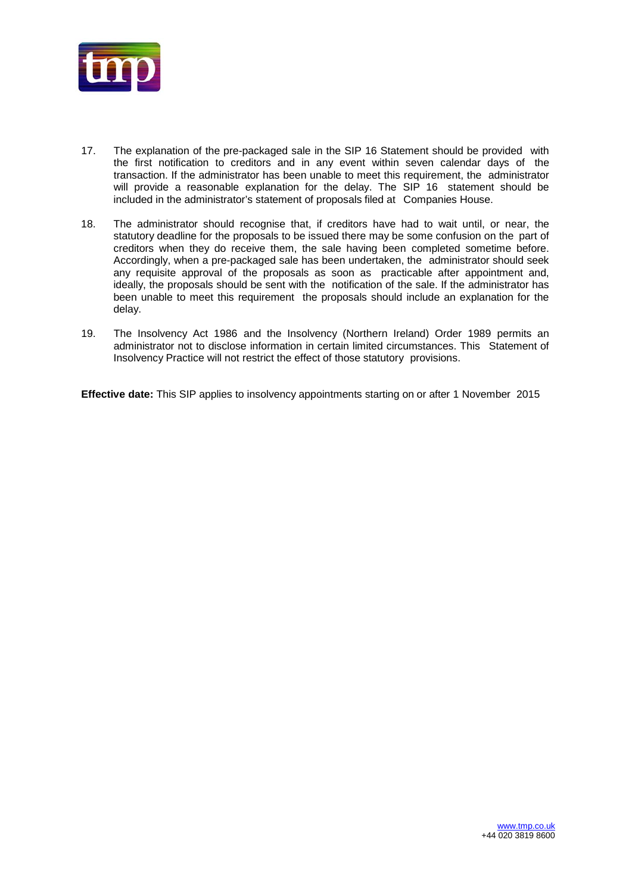17. The explanation of the pre-packaged sale in the SIP 16 Statement should be provided with the first notification to creditors and in any event within seven calendar days of the transaction. If the administrator has been unable to meet this requirement, the administrator will provide a reasonable explanation for the delay. The SIP 16 statement should be included in the administrator's statement of proposals filed at Companies House.

18. The administrator should recognise that, if creditors have had to wait until, or near, the statutory deadline for the proposals to be issued there may be some confusion on the part of creditors when they do receive them, the sale having been completed sometime before. Accordingly, when a pre-packaged sale has been undertaken, the administrator should seek any requisite approval of the proposals as soon as practicable after appointment and, ideally, the proposals should be sent with the notification of the sale. If the administrator has been unable to meet this requirement the proposals should include an explanation for the delay.

19. The Insolvency Act 1986 and the Insolvency (Northern Ireland) Order 1989 permits an administrator not to disclose information in certain limited circumstances. This Statement of Insolvency Practice will not restrict the effect of those statutory provisions.

**Effective date:** This SIP applies to insolvency appointments starting on or after 1 November 2015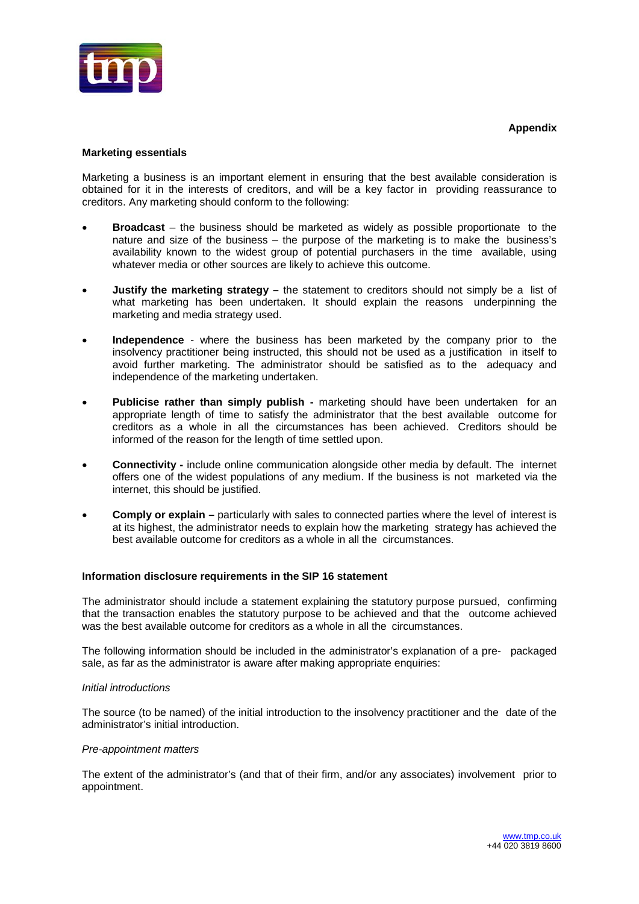**Appendix**

**Marketing essentials**

Marketing a business is an important element in ensuring that the best available consideration is obtained for it in the interests of creditors, and will be a key factor in providing reassurance to creditors. Any marketing should conform to the following:

- **Broadcast** – the business should be marketed as widely as possible proportionate to the nature and size of the business – the purpose of the marketing is to make the business's availability known to the widest group of potential purchasers in the time available, using whatever media or other sources are likely to achieve this outcome.

- **Justify the marketing strategy –** the statement to creditors should not simply be a list of what marketing has been undertaken. It should explain the reasons underpinning the marketing and media strategy used.

- **Independence** - where the business has been marketed by the company prior to the insolvency practitioner being instructed, this should not be used as a justification in itself to avoid further marketing. The administrator should be satisfied as to the adequacy and independence of the marketing undertaken.

- **Publicise rather than simply publish -** marketing should have been undertaken for an appropriate length of time to satisfy the administrator that the best available outcome for creditors as a whole in all the circumstances has been achieved. Creditors should be informed of the reason for the length of time settled upon.

- **Connectivity -** include online communication alongside other media by default. The internet offers one of the widest populations of any medium. If the business is not marketed via the internet, this should be justified.

- **Comply or explain –** particularly with sales to connected parties where the level of interest is at its highest, the administrator needs to explain how the marketing strategy has achieved the best available outcome for creditors as a whole in all the circumstances.

**Information disclosure requirements in the SIP 16 statement**

The administrator should include a statement explaining the statutory purpose pursued, confirming that the transaction enables the statutory purpose to be achieved and that the outcome achieved was the best available outcome for creditors as a whole in all the circumstances.

The following information should be included in the administrator's explanation of a pre- packaged sale, as far as the administrator is aware after making appropriate enquiries:

*Initial introductions*

The source (to be named) of the initial introduction to the insolvency practitioner and the date of the administrator's initial introduction.

*Pre-appointment matters*

The extent of the administrator's (and that of their firm, and/or any associates) involvement prior to appointment.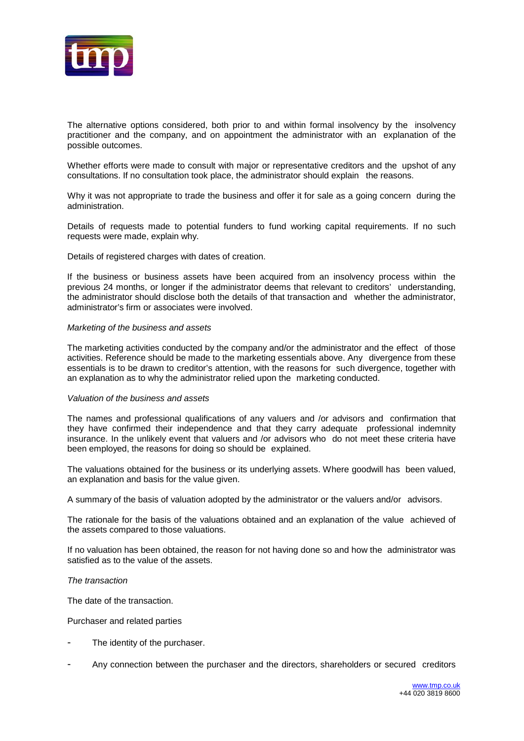The alternative options considered, both prior to and within formal insolvency by the insolvency practitioner and the company, and on appointment the administrator with an explanation of the possible outcomes.

Whether efforts were made to consult with major or representative creditors and the upshot of any consultations. If no consultation took place, the administrator should explain the reasons.

Why it was not appropriate to trade the business and offer it for sale as a going concern during the administration.

Details of requests made to potential funders to fund working capital requirements. If no such requests were made, explain why.

Details of registered charges with dates of creation.

If the business or business assets have been acquired from an insolvency process within the previous 24 months, or longer if the administrator deems that relevant to creditors' understanding, the administrator should disclose both the details of that transaction and whether the administrator, administrator's firm or associates were involved.

*Marketing of the business and assets*

The marketing activities conducted by the company and/or the administrator and the effect of those activities. Reference should be made to the marketing essentials above. Any divergence from these essentials is to be drawn to creditor's attention, with the reasons for such divergence, together with an explanation as to why the administrator relied upon the marketing conducted.

*Valuation of the business and assets*

The names and professional qualifications of any valuers and /or advisors and confirmation that they have confirmed their independence and that they carry adequate professional indemnity insurance. In the unlikely event that valuers and /or advisors who do not meet these criteria have been employed, the reasons for doing so should be explained.

The valuations obtained for the business or its underlying assets. Where goodwill has been valued, an explanation and basis for the value given.

A summary of the basis of valuation adopted by the administrator or the valuers and/or advisors.

The rationale for the basis of the valuations obtained and an explanation of the value achieved of the assets compared to those valuations.

If no valuation has been obtained, the reason for not having done so and how the administrator was satisfied as to the value of the assets.

*The transaction*

The date of the transaction.

Purchaser and related parties

- The identity of the purchaser.
- Any connection between the purchaser and the directors, shareholders or secured creditors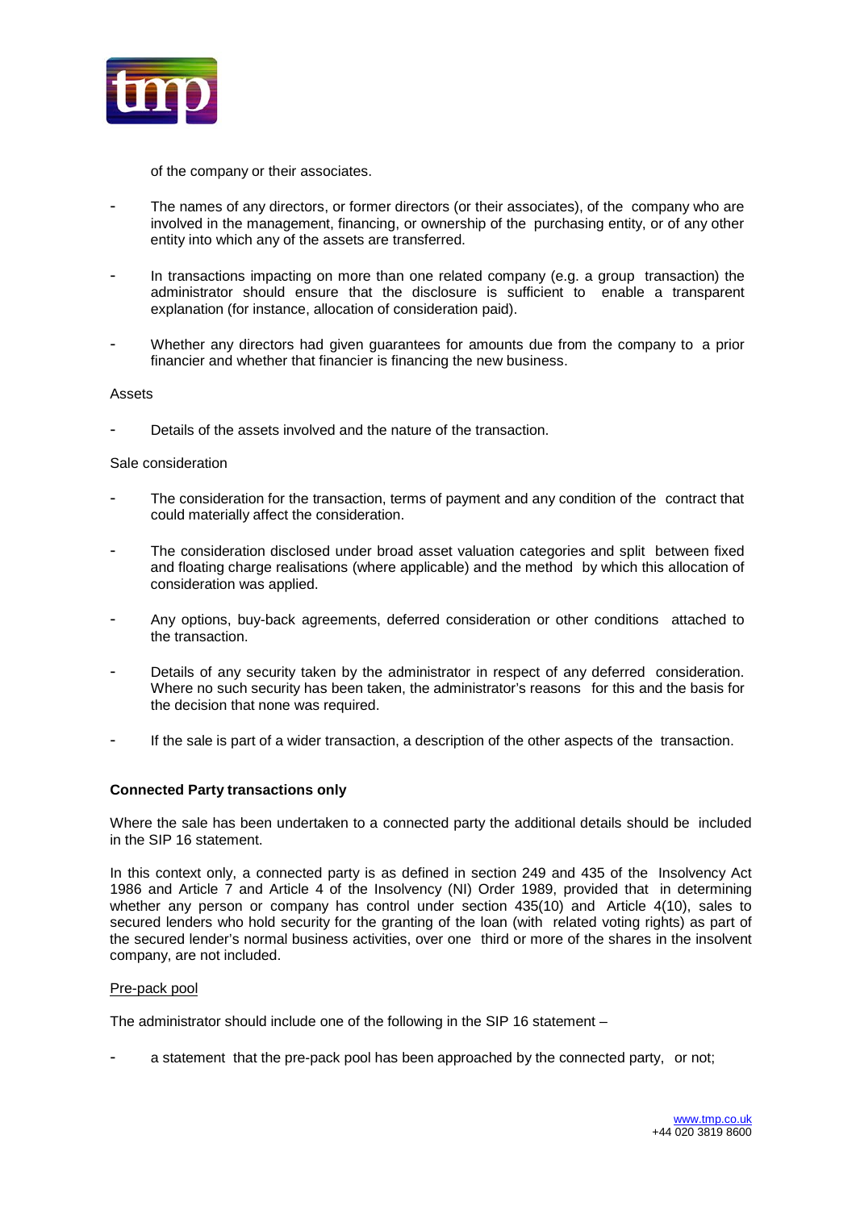of the company or their associates.

- The names of any directors, or former directors (or their associates), of the company who are involved in the management, financing, or ownership of the purchasing entity, or of any other entity into which any of the assets are transferred.

- In transactions impacting on more than one related company (e.g. a group transaction) the administrator should ensure that the disclosure is sufficient to enable a transparent explanation (for instance, allocation of consideration paid).

- Whether any directors had given guarantees for amounts due from the company to a prior financier and whether that financier is financing the new business.

Assets

- Details of the assets involved and the nature of the transaction.

Sale consideration

- The consideration for the transaction, terms of payment and any condition of the contract that could materially affect the consideration.

- The consideration disclosed under broad asset valuation categories and split between fixed and floating charge realisations (where applicable) and the method by which this allocation of consideration was applied.

- Any options, buy-back agreements, deferred consideration or other conditions attached to the transaction.

- Details of any security taken by the administrator in respect of any deferred consideration. Where no such security has been taken, the administrator's reasons for this and the basis for the decision that none was required.

- If the sale is part of a wider transaction, a description of the other aspects of the transaction.

**Connected Party transactions only**

Where the sale has been undertaken to a connected party the additional details should be included in the SIP 16 statement.

In this context only, a connected party is as defined in section 249 and 435 of the Insolvency Act 1986 and Article 7 and Article 4 of the Insolvency (NI) Order 1989, provided that in determining whether any person or company has control under section 435(10) and Article 4(10), sales to secured lenders who hold security for the granting of the loan (with related voting rights) as part of the secured lender's normal business activities, over one third or more of the shares in the insolvent company, are not included.

<u>Pre-pack pool</u>

The administrator should include one of the following in the SIP 16 statement –

- a statement that the pre-pack pool has been approached by the connected party, or not;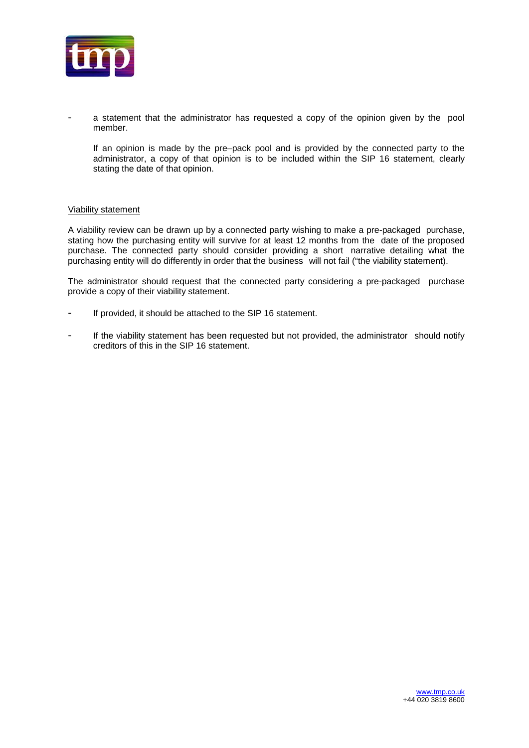- a statement that the administrator has requested a copy of the opinion given by the pool member.

  If an opinion is made by the pre–pack pool and is provided by the connected party to the administrator, a copy of that opinion is to be included within the SIP 16 statement, clearly stating the date of that opinion.

<u>Viability statement</u>

A viability review can be drawn up by a connected party wishing to make a pre-packaged purchase, stating how the purchasing entity will survive for at least 12 months from the date of the proposed purchase. The connected party should consider providing a short narrative detailing what the purchasing entity will do differently in order that the business will not fail ("the viability statement).

The administrator should request that the connected party considering a pre-packaged purchase provide a copy of their viability statement.

- If provided, it should be attached to the SIP 16 statement.
- If the viability statement has been requested but not provided, the administrator should notify creditors of this in the SIP 16 statement.

www.tmp.co.uk
+44 020 3819 8600